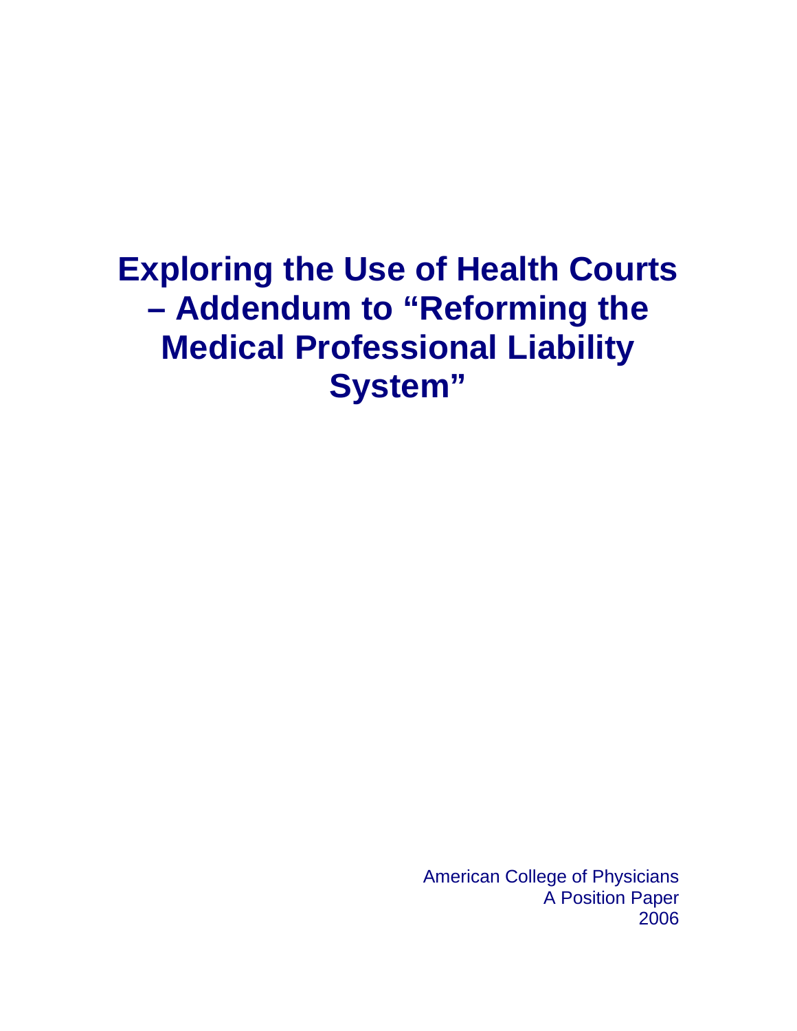# Exploring the Use of Health Courts – Addendum to "Reforming the Medical Professional Liability System"

American College of Physicians
A Position Paper
2006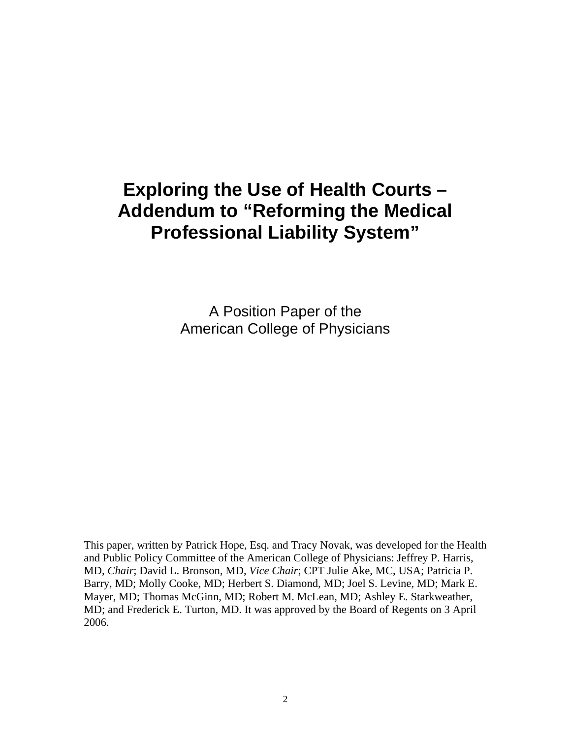# Exploring the Use of Health Courts – Addendum to "Reforming the Medical Professional Liability System"

A Position Paper of the
American College of Physicians

This paper, written by Patrick Hope, Esq. and Tracy Novak, was developed for the Health and Public Policy Committee of the American College of Physicians: Jeffrey P. Harris, MD, *Chair*; David L. Bronson, MD, *Vice Chair*; CPT Julie Ake, MC, USA; Patricia P. Barry, MD; Molly Cooke, MD; Herbert S. Diamond, MD; Joel S. Levine, MD; Mark E. Mayer, MD; Thomas McGinn, MD; Robert M. McLean, MD; Ashley E. Starkweather, MD; and Frederick E. Turton, MD. It was approved by the Board of Regents on 3 April 2006.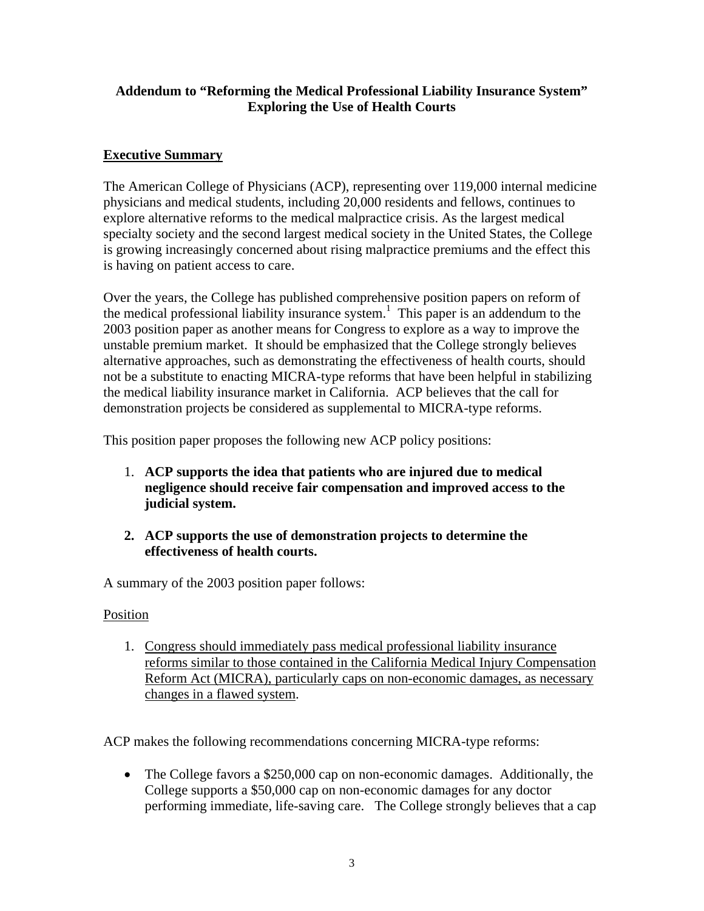**Addendum to "Reforming the Medical Professional Liability Insurance System" Exploring the Use of Health Courts**

## Executive Summary

The American College of Physicians (ACP), representing over 119,000 internal medicine physicians and medical students, including 20,000 residents and fellows, continues to explore alternative reforms to the medical malpractice crisis. As the largest medical specialty society and the second largest medical society in the United States, the College is growing increasingly concerned about rising malpractice premiums and the effect this is having on patient access to care.

Over the years, the College has published comprehensive position papers on reform of the medical professional liability insurance system.[1] This paper is an addendum to the 2003 position paper as another means for Congress to explore as a way to improve the unstable premium market. It should be emphasized that the College strongly believes alternative approaches, such as demonstrating the effectiveness of health courts, should not be a substitute to enacting MICRA-type reforms that have been helpful in stabilizing the medical liability insurance market in California. ACP believes that the call for demonstration projects be considered as supplemental to MICRA-type reforms.

This position paper proposes the following new ACP policy positions:

1. **ACP supports the idea that patients who are injured due to medical negligence should receive fair compensation and improved access to the judicial system.**

2. **ACP supports the use of demonstration projects to determine the effectiveness of health courts.**

A summary of the 2003 position paper follows:

Position

1. Congress should immediately pass medical professional liability insurance reforms similar to those contained in the California Medical Injury Compensation Reform Act (MICRA), particularly caps on non-economic damages, as necessary changes in a flawed system.

ACP makes the following recommendations concerning MICRA-type reforms:

- The College favors a $250,000 cap on non-economic damages. Additionally, the College supports a $50,000 cap on non-economic damages for any doctor performing immediate, life-saving care. The College strongly believes that a cap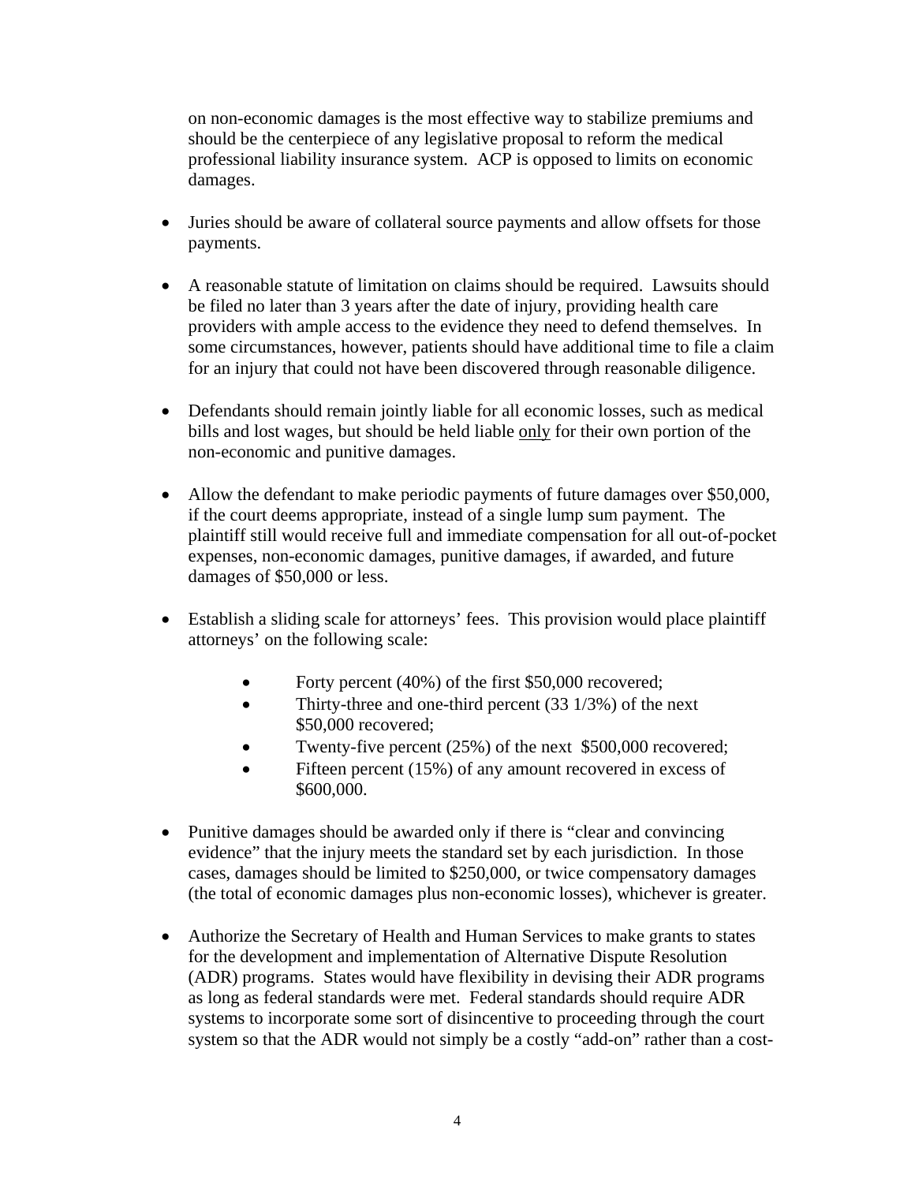on non-economic damages is the most effective way to stabilize premiums and should be the centerpiece of any legislative proposal to reform the medical professional liability insurance system. ACP is opposed to limits on economic damages.

- Juries should be aware of collateral source payments and allow offsets for those payments.

- A reasonable statute of limitation on claims should be required. Lawsuits should be filed no later than 3 years after the date of injury, providing health care providers with ample access to the evidence they need to defend themselves. In some circumstances, however, patients should have additional time to file a claim for an injury that could not have been discovered through reasonable diligence.

- Defendants should remain jointly liable for all economic losses, such as medical bills and lost wages, but should be held liable <u>only</u> for their own portion of the non-economic and punitive damages.

- Allow the defendant to make periodic payments of future damages over $50,000, if the court deems appropriate, instead of a single lump sum payment. The plaintiff still would receive full and immediate compensation for all out-of-pocket expenses, non-economic damages, punitive damages, if awarded, and future damages of $50,000 or less.

- Establish a sliding scale for attorneys' fees. This provision would place plaintiff attorneys' on the following scale:

    - Forty percent (40%) of the first $50,000 recovered;
    - Thirty-three and one-third percent (33 1/3%) of the next $50,000 recovered;
    - Twenty-five percent (25%) of the next $500,000 recovered;
    - Fifteen percent (15%) of any amount recovered in excess of $600,000.

- Punitive damages should be awarded only if there is "clear and convincing evidence" that the injury meets the standard set by each jurisdiction. In those cases, damages should be limited to $250,000, or twice compensatory damages (the total of economic damages plus non-economic losses), whichever is greater.

- Authorize the Secretary of Health and Human Services to make grants to states for the development and implementation of Alternative Dispute Resolution (ADR) programs. States would have flexibility in devising their ADR programs as long as federal standards were met. Federal standards should require ADR systems to incorporate some sort of disincentive to proceeding through the court system so that the ADR would not simply be a costly "add-on" rather than a cost-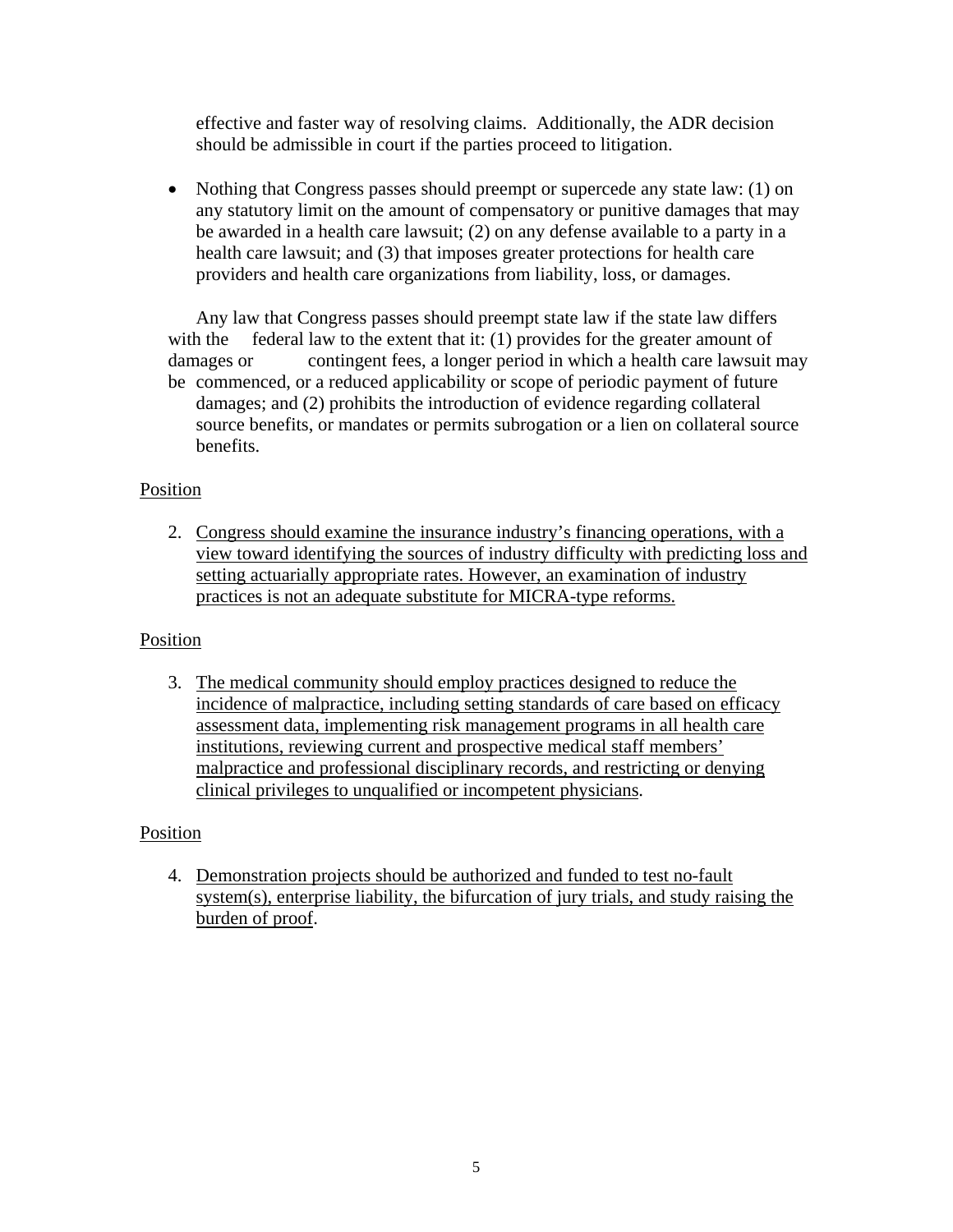effective and faster way of resolving claims. Additionally, the ADR decision should be admissible in court if the parties proceed to litigation.

- Nothing that Congress passes should preempt or supercede any state law: (1) on any statutory limit on the amount of compensatory or punitive damages that may be awarded in a health care lawsuit; (2) on any defense available to a party in a health care lawsuit; and (3) that imposes greater protections for health care providers and health care organizations from liability, loss, or damages.

Any law that Congress passes should preempt state law if the state law differs with the federal law to the extent that it: (1) provides for the greater amount of damages or contingent fees, a longer period in which a health care lawsuit may be commenced, or a reduced applicability or scope of periodic payment of future damages; and (2) prohibits the introduction of evidence regarding collateral source benefits, or mandates or permits subrogation or a lien on collateral source benefits.

<u>Position</u>

2. <u>Congress should examine the insurance industry's financing operations, with a view toward identifying the sources of industry difficulty with predicting loss and setting actuarially appropriate rates. However, an examination of industry practices is not an adequate substitute for MICRA-type reforms.</u>

<u>Position</u>

3. <u>The medical community should employ practices designed to reduce the incidence of malpractice, including setting standards of care based on efficacy assessment data, implementing risk management programs in all health care institutions, reviewing current and prospective medical staff members' malpractice and professional disciplinary records, and restricting or denying clinical privileges to unqualified or incompetent physicians</u>.

<u>Position</u>

4. <u>Demonstration projects should be authorized and funded to test no-fault system(s), enterprise liability, the bifurcation of jury trials, and study raising the burden of proof</u>.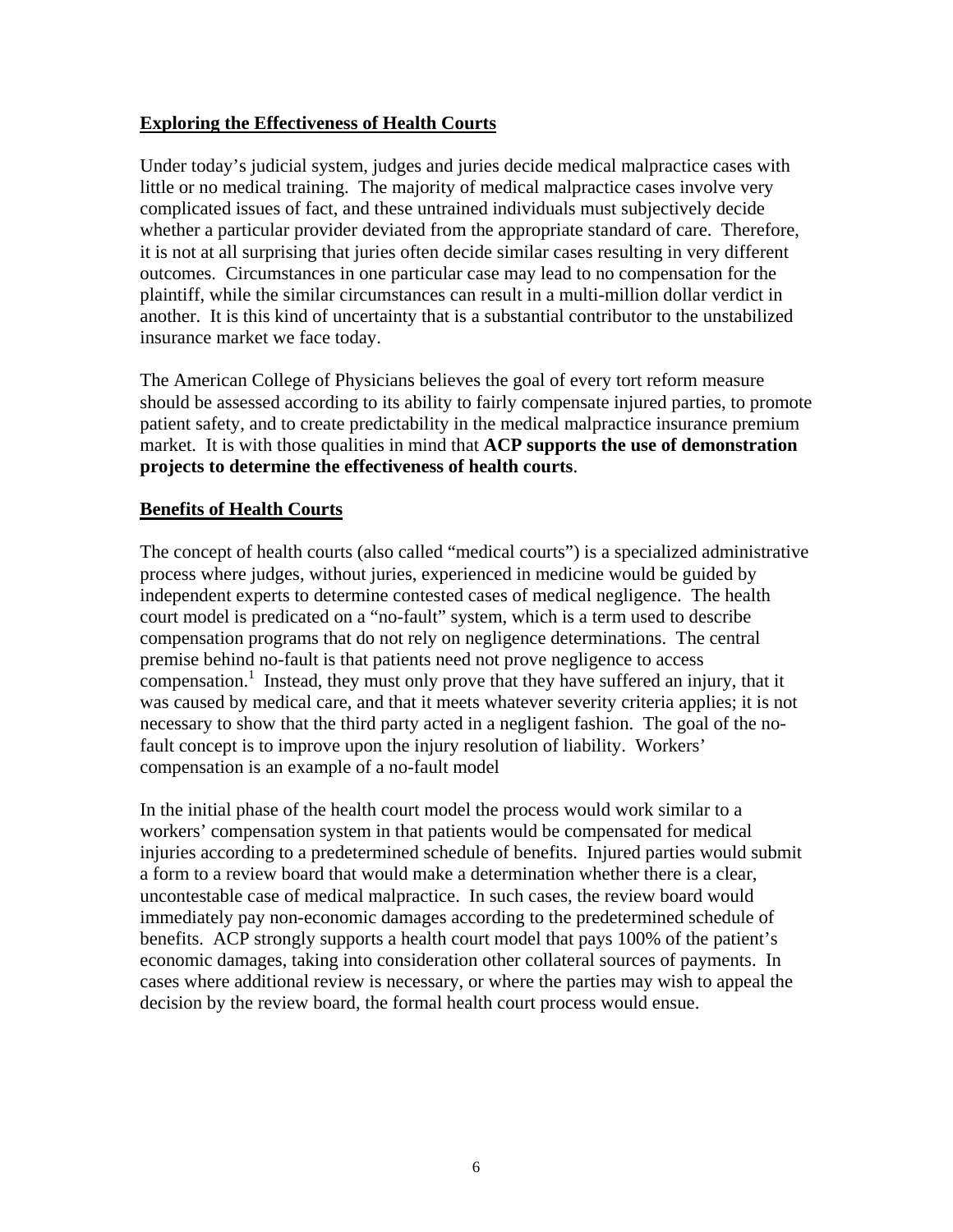## Exploring the Effectiveness of Health Courts

Under today's judicial system, judges and juries decide medical malpractice cases with little or no medical training. The majority of medical malpractice cases involve very complicated issues of fact, and these untrained individuals must subjectively decide whether a particular provider deviated from the appropriate standard of care. Therefore, it is not at all surprising that juries often decide similar cases resulting in very different outcomes. Circumstances in one particular case may lead to no compensation for the plaintiff, while the similar circumstances can result in a multi-million dollar verdict in another. It is this kind of uncertainty that is a substantial contributor to the unstabilized insurance market we face today.

The American College of Physicians believes the goal of every tort reform measure should be assessed according to its ability to fairly compensate injured parties, to promote patient safety, and to create predictability in the medical malpractice insurance premium market. It is with those qualities in mind that **ACP supports the use of demonstration projects to determine the effectiveness of health courts**.

## Benefits of Health Courts

The concept of health courts (also called "medical courts") is a specialized administrative process where judges, without juries, experienced in medicine would be guided by independent experts to determine contested cases of medical negligence. The health court model is predicated on a "no-fault" system, which is a term used to describe compensation programs that do not rely on negligence determinations. The central premise behind no-fault is that patients need not prove negligence to access compensation.[1] Instead, they must only prove that they have suffered an injury, that it was caused by medical care, and that it meets whatever severity criteria applies; it is not necessary to show that the third party acted in a negligent fashion. The goal of the no-fault concept is to improve upon the injury resolution of liability. Workers' compensation is an example of a no-fault model

In the initial phase of the health court model the process would work similar to a workers' compensation system in that patients would be compensated for medical injuries according to a predetermined schedule of benefits. Injured parties would submit a form to a review board that would make a determination whether there is a clear, uncontestable case of medical malpractice. In such cases, the review board would immediately pay non-economic damages according to the predetermined schedule of benefits. ACP strongly supports a health court model that pays 100% of the patient's economic damages, taking into consideration other collateral sources of payments. In cases where additional review is necessary, or where the parties may wish to appeal the decision by the review board, the formal health court process would ensue.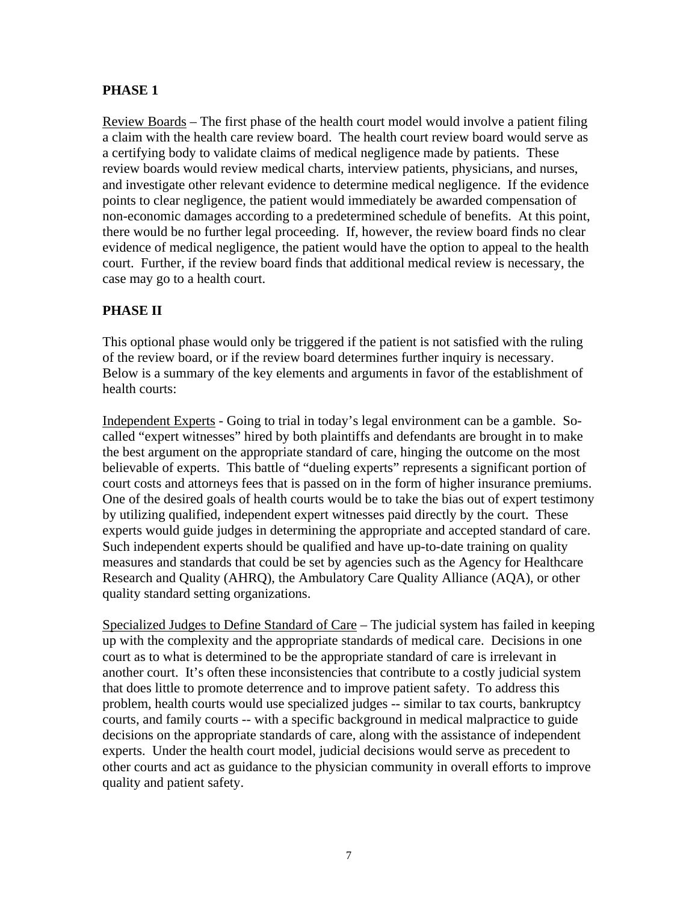**PHASE 1**

Review Boards – The first phase of the health court model would involve a patient filing a claim with the health care review board. The health court review board would serve as a certifying body to validate claims of medical negligence made by patients. These review boards would review medical charts, interview patients, physicians, and nurses, and investigate other relevant evidence to determine medical negligence. If the evidence points to clear negligence, the patient would immediately be awarded compensation of non-economic damages according to a predetermined schedule of benefits. At this point, there would be no further legal proceeding. If, however, the review board finds no clear evidence of medical negligence, the patient would have the option to appeal to the health court. Further, if the review board finds that additional medical review is necessary, the case may go to a health court.

**PHASE II**

This optional phase would only be triggered if the patient is not satisfied with the ruling of the review board, or if the review board determines further inquiry is necessary. Below is a summary of the key elements and arguments in favor of the establishment of health courts:

Independent Experts - Going to trial in today's legal environment can be a gamble. So-called "expert witnesses" hired by both plaintiffs and defendants are brought in to make the best argument on the appropriate standard of care, hinging the outcome on the most believable of experts. This battle of "dueling experts" represents a significant portion of court costs and attorneys fees that is passed on in the form of higher insurance premiums. One of the desired goals of health courts would be to take the bias out of expert testimony by utilizing qualified, independent expert witnesses paid directly by the court. These experts would guide judges in determining the appropriate and accepted standard of care. Such independent experts should be qualified and have up-to-date training on quality measures and standards that could be set by agencies such as the Agency for Healthcare Research and Quality (AHRQ), the Ambulatory Care Quality Alliance (AQA), or other quality standard setting organizations.

Specialized Judges to Define Standard of Care – The judicial system has failed in keeping up with the complexity and the appropriate standards of medical care. Decisions in one court as to what is determined to be the appropriate standard of care is irrelevant in another court. It's often these inconsistencies that contribute to a costly judicial system that does little to promote deterrence and to improve patient safety. To address this problem, health courts would use specialized judges -- similar to tax courts, bankruptcy courts, and family courts -- with a specific background in medical malpractice to guide decisions on the appropriate standards of care, along with the assistance of independent experts. Under the health court model, judicial decisions would serve as precedent to other courts and act as guidance to the physician community in overall efforts to improve quality and patient safety.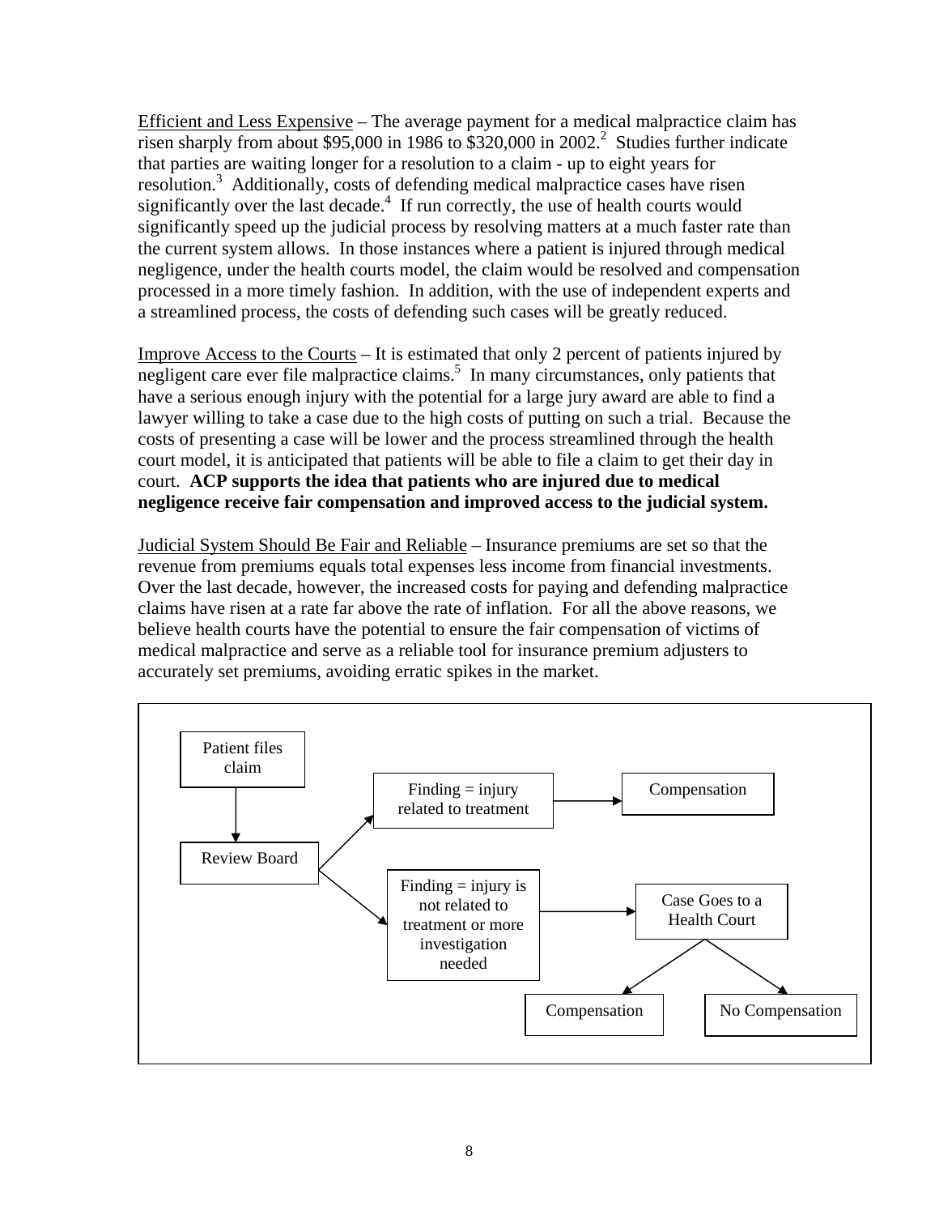Efficient and Less Expensive – The average payment for a medical malpractice claim has risen sharply from about $95,000 in 1986 to $320,000 in 2002.[2] Studies further indicate that parties are waiting longer for a resolution to a claim - up to eight years for resolution.[3] Additionally, costs of defending medical malpractice cases have risen significantly over the last decade.[4] If run correctly, the use of health courts would significantly speed up the judicial process by resolving matters at a much faster rate than the current system allows. In those instances where a patient is injured through medical negligence, under the health courts model, the claim would be resolved and compensation processed in a more timely fashion. In addition, with the use of independent experts and a streamlined process, the costs of defending such cases will be greatly reduced.

Improve Access to the Courts – It is estimated that only 2 percent of patients injured by negligent care ever file malpractice claims.[5] In many circumstances, only patients that have a serious enough injury with the potential for a large jury award are able to find a lawyer willing to take a case due to the high costs of putting on such a trial. Because the costs of presenting a case will be lower and the process streamlined through the health court model, it is anticipated that patients will be able to file a claim to get their day in court. **ACP supports the idea that patients who are injured due to medical negligence receive fair compensation and improved access to the judicial system.**

Judicial System Should Be Fair and Reliable – Insurance premiums are set so that the revenue from premiums equals total expenses less income from financial investments. Over the last decade, however, the increased costs for paying and defending malpractice claims have risen at a rate far above the rate of inflation. For all the above reasons, we believe health courts have the potential to ensure the fair compensation of victims of medical malpractice and serve as a reliable tool for insurance premium adjusters to accurately set premiums, avoiding erratic spikes in the market.

Patient files claim → Review Board

Review Board → Finding = injury related to treatment → Compensation

Review Board → Finding = injury is not related to treatment or more investigation needed → Case Goes to a Health Court

Case Goes to a Health Court → Compensation

Case Goes to a Health Court → No Compensation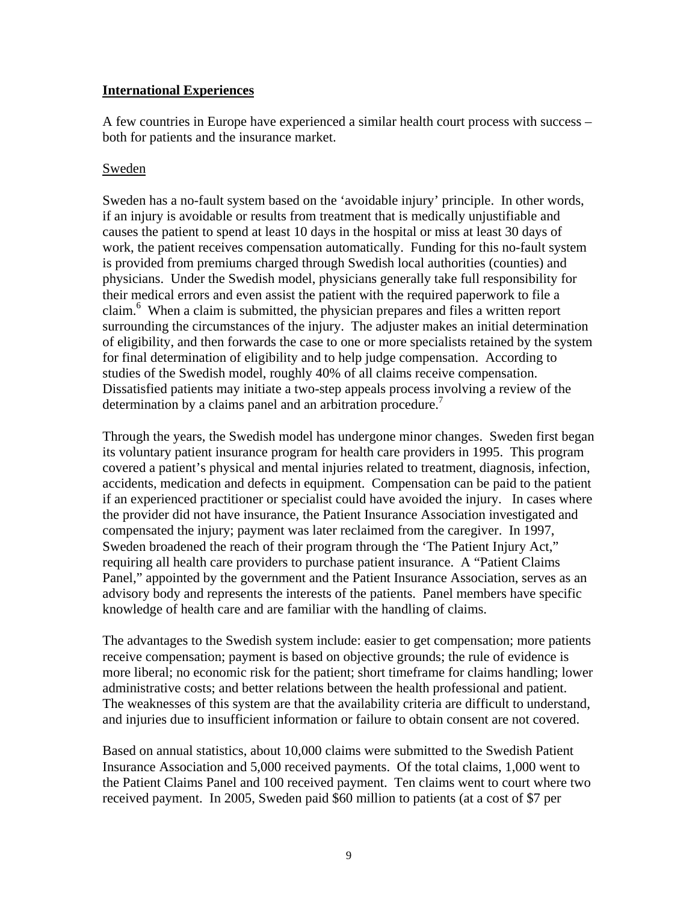## International Experiences

A few countries in Europe have experienced a similar health court process with success – both for patients and the insurance market.

### Sweden

Sweden has a no-fault system based on the 'avoidable injury' principle. In other words, if an injury is avoidable or results from treatment that is medically unjustifiable and causes the patient to spend at least 10 days in the hospital or miss at least 30 days of work, the patient receives compensation automatically. Funding for this no-fault system is provided from premiums charged through Swedish local authorities (counties) and physicians. Under the Swedish model, physicians generally take full responsibility for their medical errors and even assist the patient with the required paperwork to file a claim.[6] When a claim is submitted, the physician prepares and files a written report surrounding the circumstances of the injury. The adjuster makes an initial determination of eligibility, and then forwards the case to one or more specialists retained by the system for final determination of eligibility and to help judge compensation. According to studies of the Swedish model, roughly 40% of all claims receive compensation. Dissatisfied patients may initiate a two-step appeals process involving a review of the determination by a claims panel and an arbitration procedure.[7]

Through the years, the Swedish model has undergone minor changes. Sweden first began its voluntary patient insurance program for health care providers in 1995. This program covered a patient's physical and mental injuries related to treatment, diagnosis, infection, accidents, medication and defects in equipment. Compensation can be paid to the patient if an experienced practitioner or specialist could have avoided the injury. In cases where the provider did not have insurance, the Patient Insurance Association investigated and compensated the injury; payment was later reclaimed from the caregiver. In 1997, Sweden broadened the reach of their program through the 'The Patient Injury Act," requiring all health care providers to purchase patient insurance. A "Patient Claims Panel," appointed by the government and the Patient Insurance Association, serves as an advisory body and represents the interests of the patients. Panel members have specific knowledge of health care and are familiar with the handling of claims.

The advantages to the Swedish system include: easier to get compensation; more patients receive compensation; payment is based on objective grounds; the rule of evidence is more liberal; no economic risk for the patient; short timeframe for claims handling; lower administrative costs; and better relations between the health professional and patient. The weaknesses of this system are that the availability criteria are difficult to understand, and injuries due to insufficient information or failure to obtain consent are not covered.

Based on annual statistics, about 10,000 claims were submitted to the Swedish Patient Insurance Association and 5,000 received payments. Of the total claims, 1,000 went to the Patient Claims Panel and 100 received payment. Ten claims went to court where two received payment. In 2005, Sweden paid $60 million to patients (at a cost of $7 per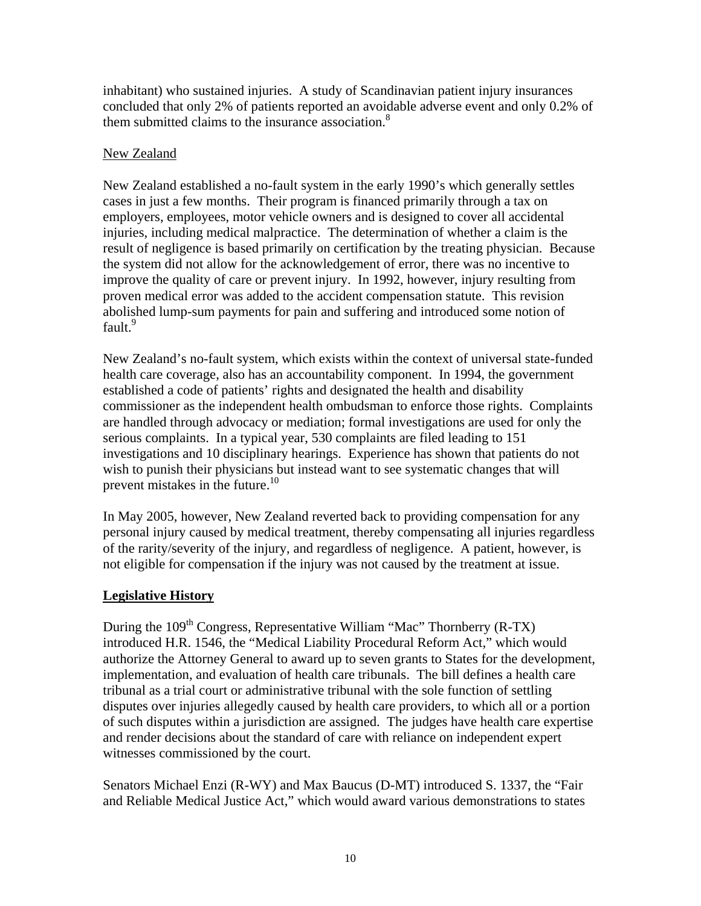inhabitant) who sustained injuries. A study of Scandinavian patient injury insurances concluded that only 2% of patients reported an avoidable adverse event and only 0.2% of them submitted claims to the insurance association.[8]

New Zealand

New Zealand established a no-fault system in the early 1990's which generally settles cases in just a few months. Their program is financed primarily through a tax on employers, employees, motor vehicle owners and is designed to cover all accidental injuries, including medical malpractice. The determination of whether a claim is the result of negligence is based primarily on certification by the treating physician. Because the system did not allow for the acknowledgement of error, there was no incentive to improve the quality of care or prevent injury. In 1992, however, injury resulting from proven medical error was added to the accident compensation statute. This revision abolished lump-sum payments for pain and suffering and introduced some notion of fault.[9]

New Zealand's no-fault system, which exists within the context of universal state-funded health care coverage, also has an accountability component. In 1994, the government established a code of patients' rights and designated the health and disability commissioner as the independent health ombudsman to enforce those rights. Complaints are handled through advocacy or mediation; formal investigations are used for only the serious complaints. In a typical year, 530 complaints are filed leading to 151 investigations and 10 disciplinary hearings. Experience has shown that patients do not wish to punish their physicians but instead want to see systematic changes that will prevent mistakes in the future.[10]

In May 2005, however, New Zealand reverted back to providing compensation for any personal injury caused by medical treatment, thereby compensating all injuries regardless of the rarity/severity of the injury, and regardless of negligence. A patient, however, is not eligible for compensation if the injury was not caused by the treatment at issue.

## Legislative History

During the 109th Congress, Representative William "Mac" Thornberry (R-TX) introduced H.R. 1546, the "Medical Liability Procedural Reform Act," which would authorize the Attorney General to award up to seven grants to States for the development, implementation, and evaluation of health care tribunals. The bill defines a health care tribunal as a trial court or administrative tribunal with the sole function of settling disputes over injuries allegedly caused by health care providers, to which all or a portion of such disputes within a jurisdiction are assigned. The judges have health care expertise and render decisions about the standard of care with reliance on independent expert witnesses commissioned by the court.

Senators Michael Enzi (R-WY) and Max Baucus (D-MT) introduced S. 1337, the "Fair and Reliable Medical Justice Act," which would award various demonstrations to states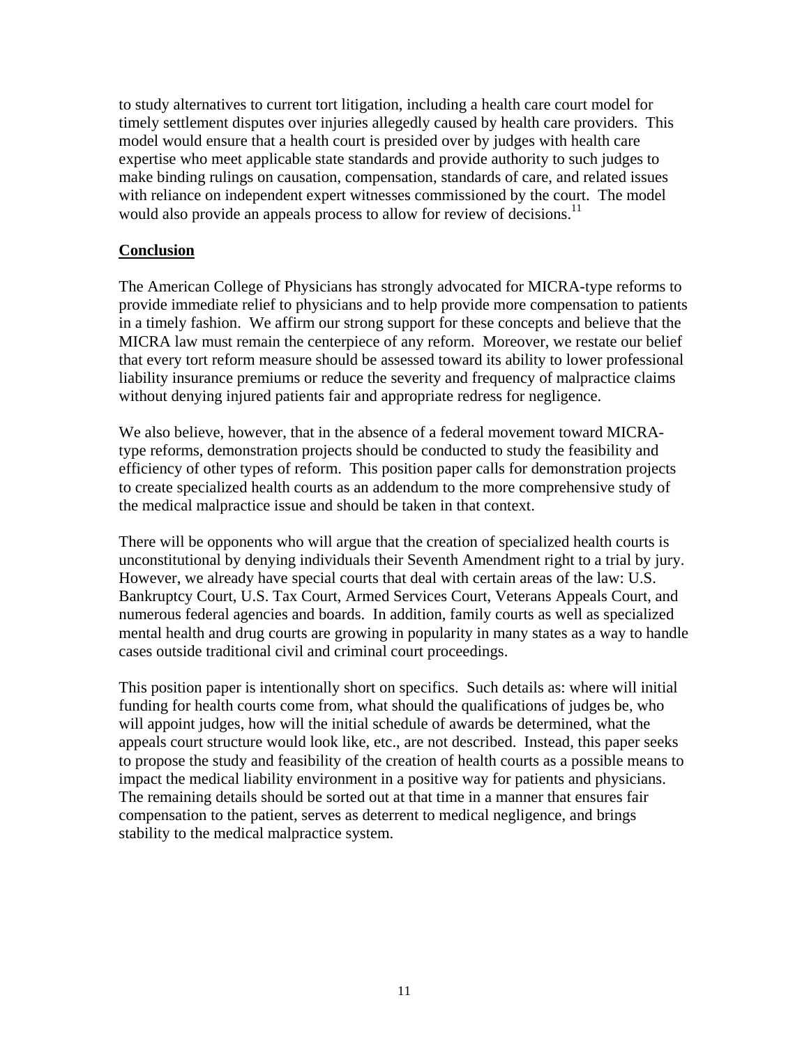to study alternatives to current tort litigation, including a health care court model for timely settlement disputes over injuries allegedly caused by health care providers. This model would ensure that a health court is presided over by judges with health care expertise who meet applicable state standards and provide authority to such judges to make binding rulings on causation, compensation, standards of care, and related issues with reliance on independent expert witnesses commissioned by the court. The model would also provide an appeals process to allow for review of decisions.[11]

## Conclusion

The American College of Physicians has strongly advocated for MICRA-type reforms to provide immediate relief to physicians and to help provide more compensation to patients in a timely fashion. We affirm our strong support for these concepts and believe that the MICRA law must remain the centerpiece of any reform. Moreover, we restate our belief that every tort reform measure should be assessed toward its ability to lower professional liability insurance premiums or reduce the severity and frequency of malpractice claims without denying injured patients fair and appropriate redress for negligence.

We also believe, however, that in the absence of a federal movement toward MICRA-type reforms, demonstration projects should be conducted to study the feasibility and efficiency of other types of reform. This position paper calls for demonstration projects to create specialized health courts as an addendum to the more comprehensive study of the medical malpractice issue and should be taken in that context.

There will be opponents who will argue that the creation of specialized health courts is unconstitutional by denying individuals their Seventh Amendment right to a trial by jury. However, we already have special courts that deal with certain areas of the law: U.S. Bankruptcy Court, U.S. Tax Court, Armed Services Court, Veterans Appeals Court, and numerous federal agencies and boards. In addition, family courts as well as specialized mental health and drug courts are growing in popularity in many states as a way to handle cases outside traditional civil and criminal court proceedings.

This position paper is intentionally short on specifics. Such details as: where will initial funding for health courts come from, what should the qualifications of judges be, who will appoint judges, how will the initial schedule of awards be determined, what the appeals court structure would look like, etc., are not described. Instead, this paper seeks to propose the study and feasibility of the creation of health courts as a possible means to impact the medical liability environment in a positive way for patients and physicians. The remaining details should be sorted out at that time in a manner that ensures fair compensation to the patient, serves as deterrent to medical negligence, and brings stability to the medical malpractice system.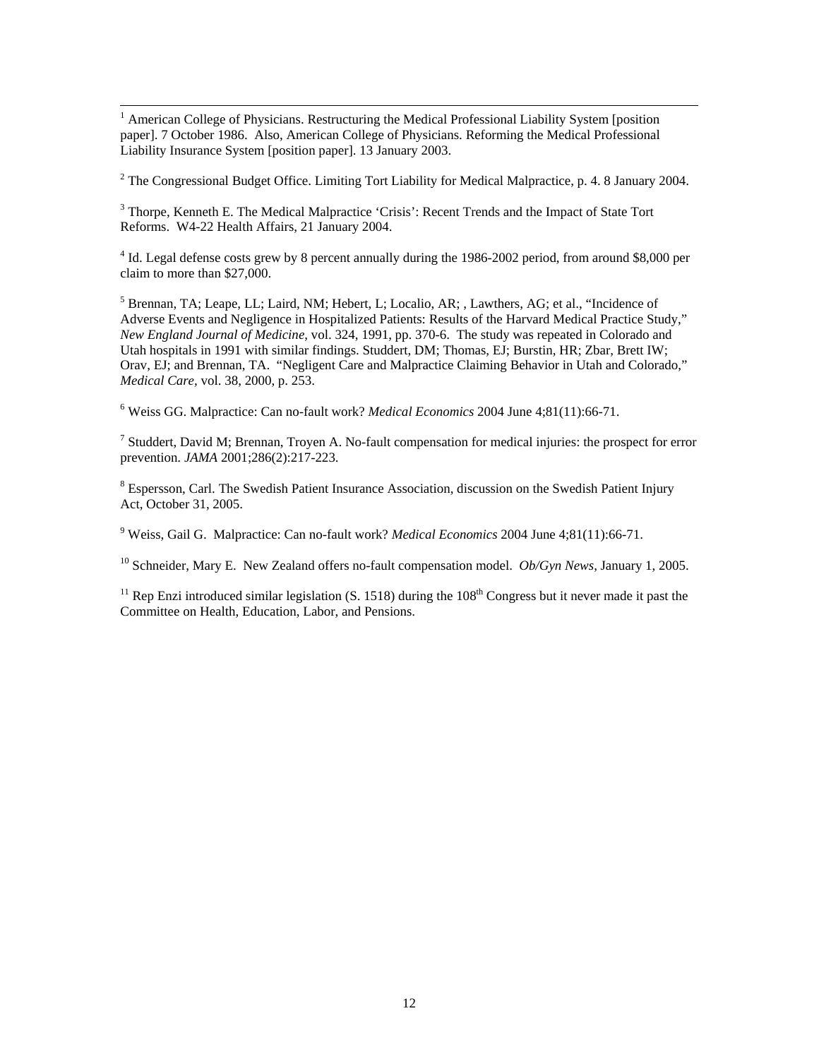[1] American College of Physicians. Restructuring the Medical Professional Liability System [position paper]. 7 October 1986. Also, American College of Physicians. Reforming the Medical Professional Liability Insurance System [position paper]. 13 January 2003.

[2] The Congressional Budget Office. Limiting Tort Liability for Medical Malpractice, p. 4. 8 January 2004.

[3] Thorpe, Kenneth E. The Medical Malpractice 'Crisis': Recent Trends and the Impact of State Tort Reforms. W4-22 Health Affairs, 21 January 2004.

[4] Id. Legal defense costs grew by 8 percent annually during the 1986-2002 period, from around $8,000 per claim to more than $27,000.

[5] Brennan, TA; Leape, LL; Laird, NM; Hebert, L; Localio, AR; , Lawthers, AG; et al., "Incidence of Adverse Events and Negligence in Hospitalized Patients: Results of the Harvard Medical Practice Study," *New England Journal of Medicine*, vol. 324, 1991, pp. 370-6. The study was repeated in Colorado and Utah hospitals in 1991 with similar findings. Studdert, DM; Thomas, EJ; Burstin, HR; Zbar, Brett IW; Orav, EJ; and Brennan, TA. "Negligent Care and Malpractice Claiming Behavior in Utah and Colorado," *Medical Care*, vol. 38, 2000, p. 253.

[6] Weiss GG. Malpractice: Can no-fault work? *Medical Economics* 2004 June 4;81(11):66-71.

[7] Studdert, David M; Brennan, Troyen A. No-fault compensation for medical injuries: the prospect for error prevention. *JAMA* 2001;286(2):217-223.

[8] Espersson, Carl. The Swedish Patient Insurance Association, discussion on the Swedish Patient Injury Act, October 31, 2005.

[9] Weiss, Gail G. Malpractice: Can no-fault work? *Medical Economics* 2004 June 4;81(11):66-71.

[10] Schneider, Mary E. New Zealand offers no-fault compensation model. *Ob/Gyn News*, January 1, 2005.

[11] Rep Enzi introduced similar legislation (S. 1518) during the 108th Congress but it never made it past the Committee on Health, Education, Labor, and Pensions.